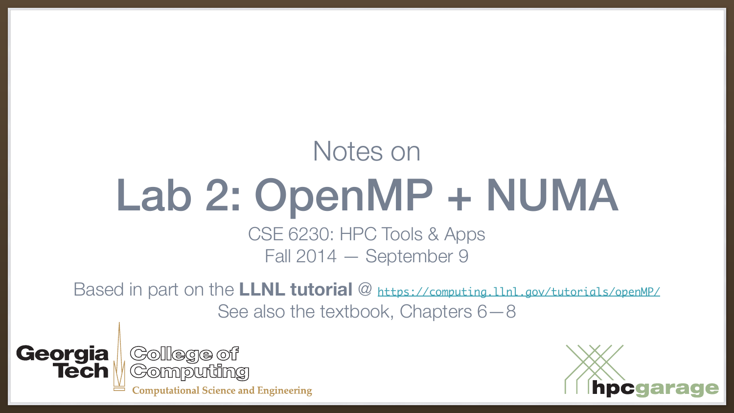Notes on

# Lab 2: OpenMP + NUMA

CSE 6230: HPC Tools & Apps

Fall 2014 — September 9

Based in part on the **LLNL tutorial** @ https://computing.llnl.gov/tutorials/openMP/

See also the textbook, Chapters 6—8

Georgia Tech College of Computing

Computational Science and Engineering

hpcgarage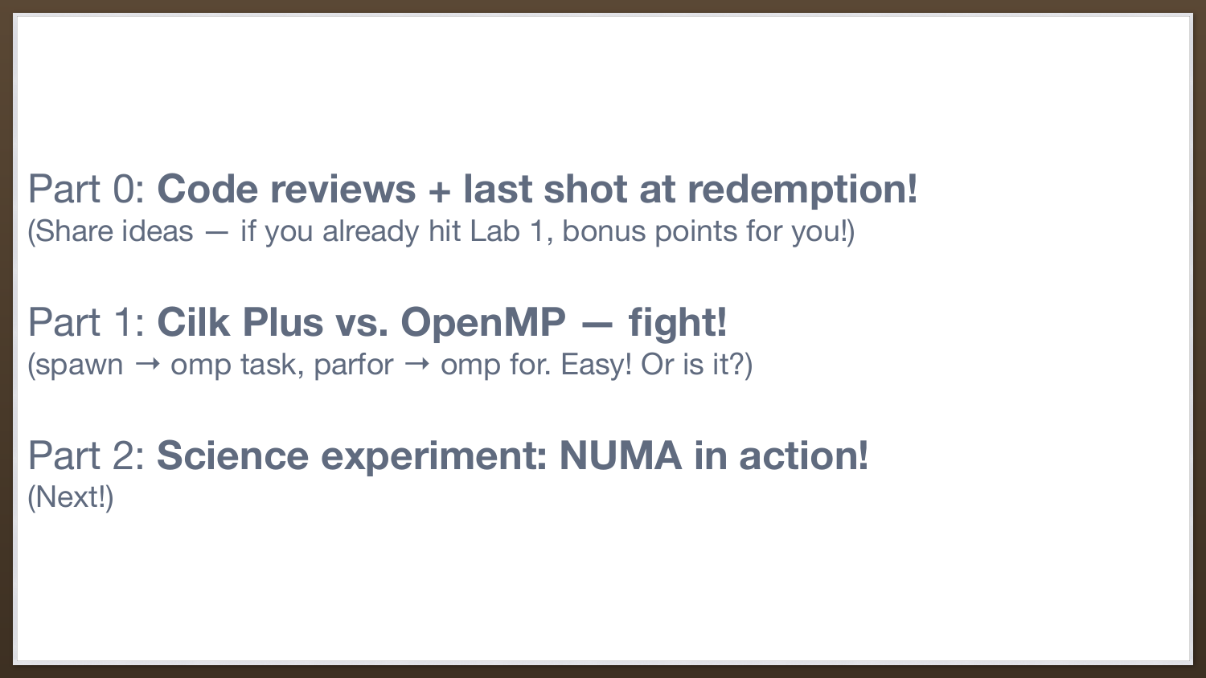Part 0: **Code reviews + last shot at redemption!**
(Share ideas — if you already hit Lab 1, bonus points for you!)

Part 1: **Cilk Plus vs. OpenMP — fight!**
(spawn → omp task, parfor → omp for. Easy! Or is it?)

Part 2: **Science experiment: NUMA in action!**
(Next!)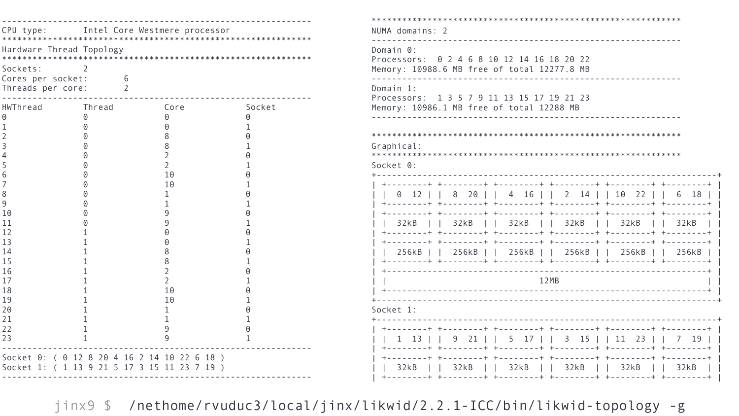```
-------------------------------------------------------------
CPU type:       Intel Core Westmere processor
*************************************************************
Hardware Thread Topology
*************************************************************
Sockets:        2
Cores per socket:       6
Threads per core:       2
-------------------------------------------------------------
HWThread        Thread          Core            Socket
0               0               0               0
1               0               0               1
2               0               8               0
3               0               8               1
4               0               2               0
5               0               2               1
6               0               10              0
7               0               10              1
8               0               1               0
9               0               1               1
10              0               9               0
11              0               9               1
12              1               0               0
13              1               0               1
14              1               8               0
15              1               8               1
16              1               2               0
17              1               2               1
18              1               10              0
19              1               10              1
20              1               1               0
21              1               1               1
22              1               9               0
23              1               9               1
-------------------------------------------------------------
Socket 0: ( 0 12 8 20 4 16 2 14 10 22 6 18 )
Socket 1: ( 1 13 9 21 5 17 3 15 11 23 7 19 )
-------------------------------------------------------------
```

```
*************************************************************
NUMA domains: 2
-------------------------------------------------------------
Domain 0:
Processors:  0 2 4 6 8 10 12 14 16 18 20 22
Memory: 10988.6 MB free of total 12277.8 MB
-------------------------------------------------------------
Domain 1:
Processors:  1 3 5 7 9 11 13 15 17 19 21 23
Memory: 10986.1 MB free of total 12288 MB
-------------------------------------------------------------

*************************************************************
Graphical:
*************************************************************
Socket 0:
+-------------------------------------------------------------+
| +--------+ +--------+ +--------+ +--------+ +--------+ +--------+ |
| |  0  12 | |  8  20 | |  4  16 | |  2  14 | | 10  22 | |  6  18 | |
| +--------+ +--------+ +--------+ +--------+ +--------+ +--------+ |
| +--------+ +--------+ +--------+ +--------+ +--------+ +--------+ |
| |  32kB  | |  32kB  | |  32kB  | |  32kB  | |  32kB  | |  32kB  | |
| +--------+ +--------+ +--------+ +--------+ +--------+ +--------+ |
| +--------+ +--------+ +--------+ +--------+ +--------+ +--------+ |
| | 256kB  | | 256kB  | | 256kB  | | 256kB  | | 256kB  | | 256kB  | |
| +--------+ +--------+ +--------+ +--------+ +--------+ +--------+ |
| +-----------------------------------------------------------+ |
| |                           12MB                            | |
| +-----------------------------------------------------------+ |
+-------------------------------------------------------------+
Socket 1:
+-------------------------------------------------------------+
| +--------+ +--------+ +--------+ +--------+ +--------+ +--------+ |
| |  1  13 | |  9  21 | |  5  17 | |  3  15 | | 11  23 | |  7  19 | |
| +--------+ +--------+ +--------+ +--------+ +--------+ +--------+ |
| +--------+ +--------+ +--------+ +--------+ +--------+ +--------+ |
| |  32kB  | |  32kB  | |  32kB  | |  32kB  | |  32kB  | |  32kB  | |
| +--------+ +--------+ +--------+ +--------+ +--------+ +--------+ |
```

```
jinx9 $  /nethome/rvuduc3/local/jinx/likwid/2.2.1-ICC/bin/likwid-topology -g
```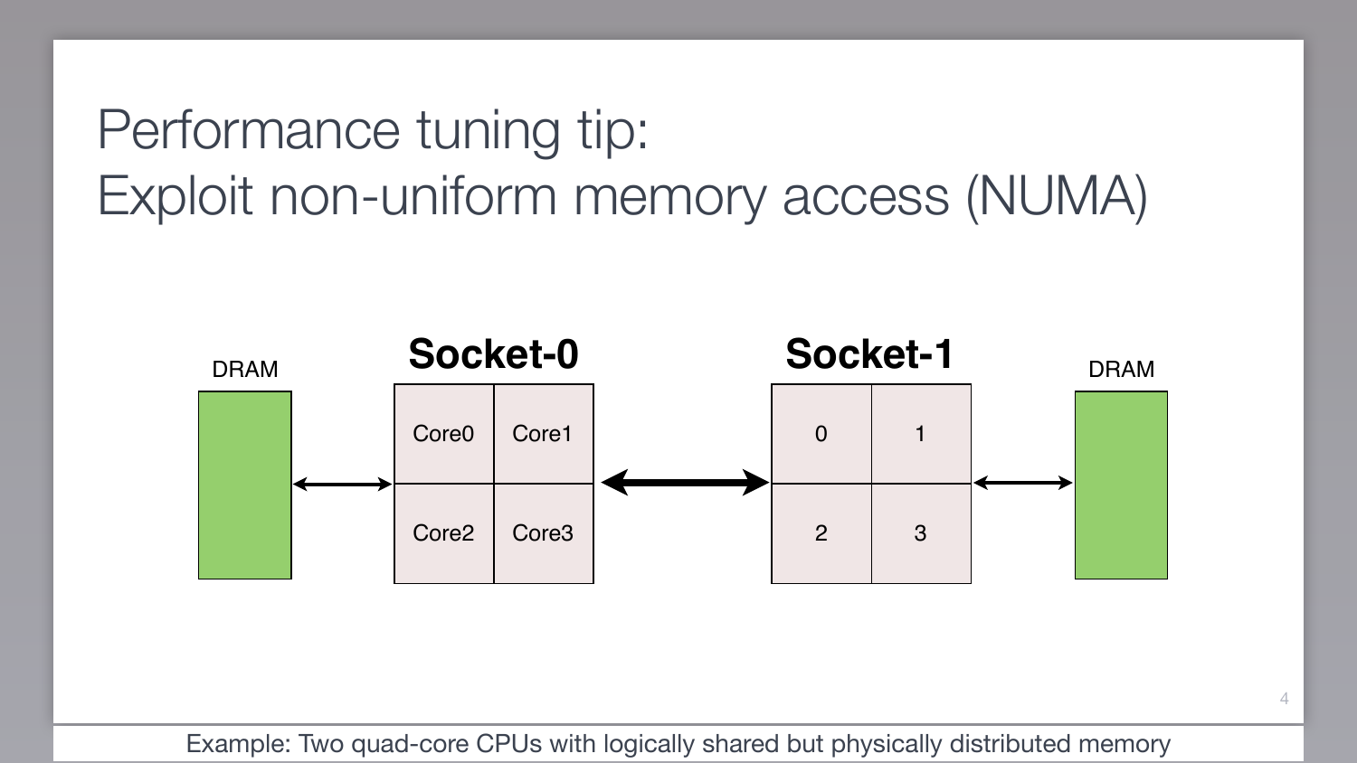# Performance tuning tip:
# Exploit non-uniform memory access (NUMA)

DRAM

**Socket-0**

| Core0 | Core1 |
| --- | --- |
| Core2 | Core3 |

**Socket-1**

| 0 | 1 |
| --- | --- |
| 2 | 3 |

DRAM

Example: Two quad-core CPUs with logically shared but physically distributed memory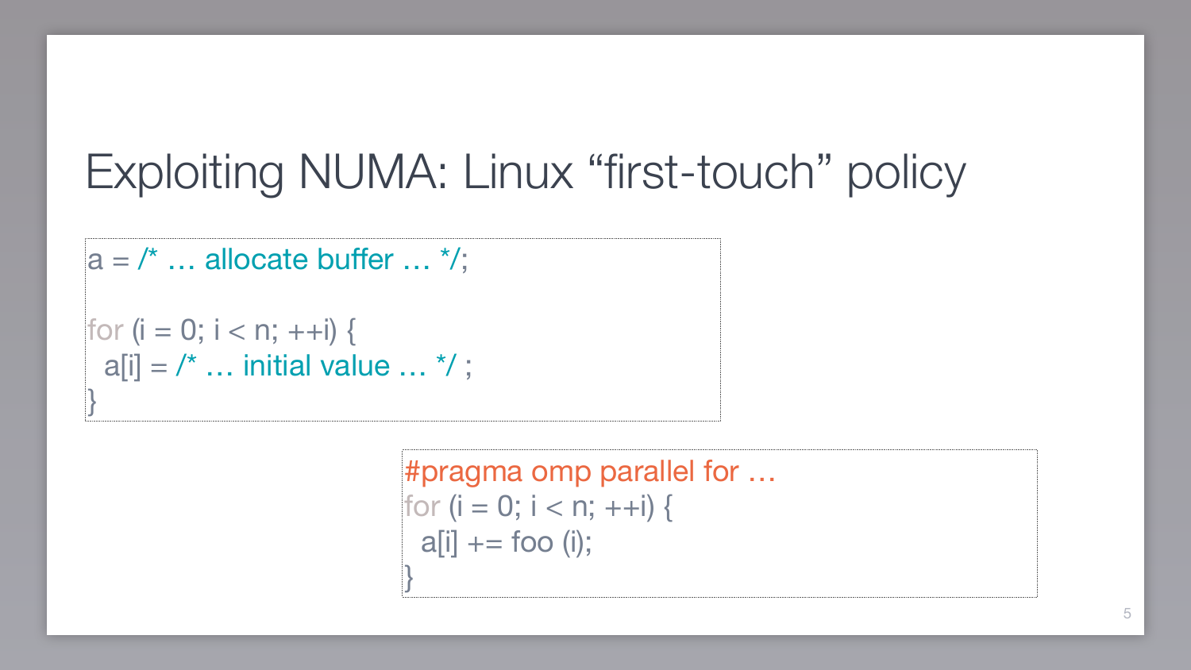# Exploiting NUMA: Linux “first-touch” policy

```
a = /* … allocate buffer … */;

for (i = 0; i < n; ++i) {
  a[i] = /* … initial value … */ ;
}
```

```
#pragma omp parallel for …
for (i = 0; i < n; ++i) {
  a[i] += foo (i);
}
```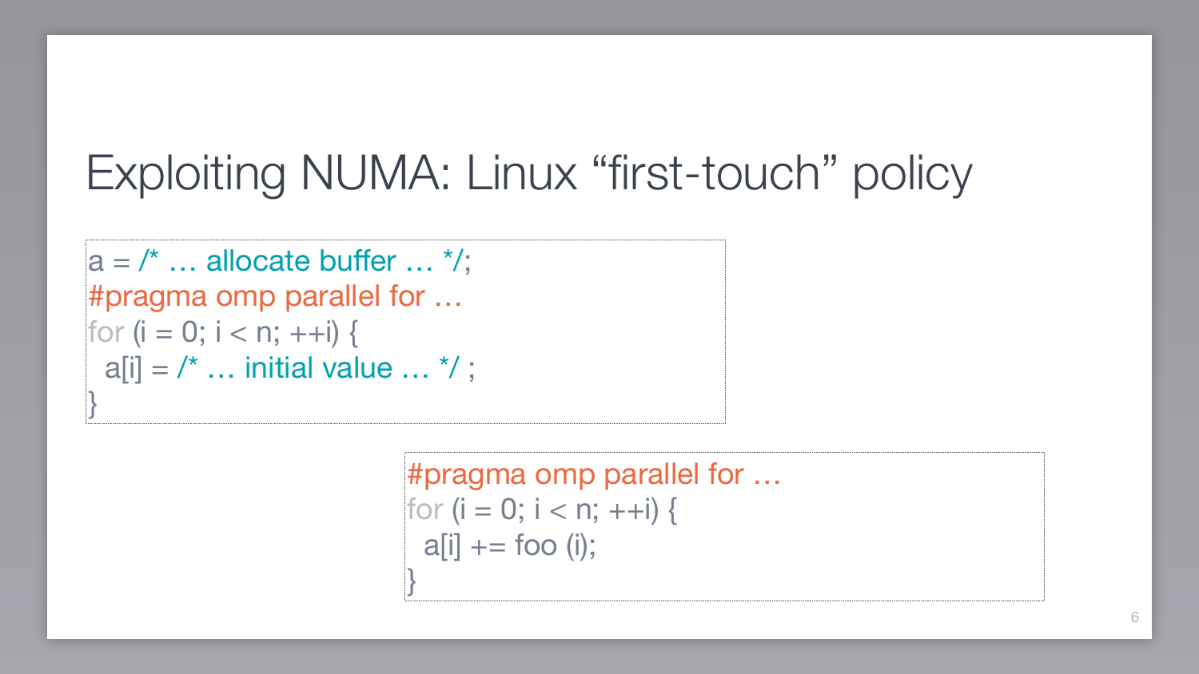# Exploiting NUMA: Linux “first-touch” policy

```
a = /* … allocate buffer … */;
#pragma omp parallel for …
for (i = 0; i < n; ++i) {
  a[i] = /* … initial value … */ ;
}
```

```
#pragma omp parallel for …
for (i = 0; i < n; ++i) {
  a[i] += foo (i);
}
```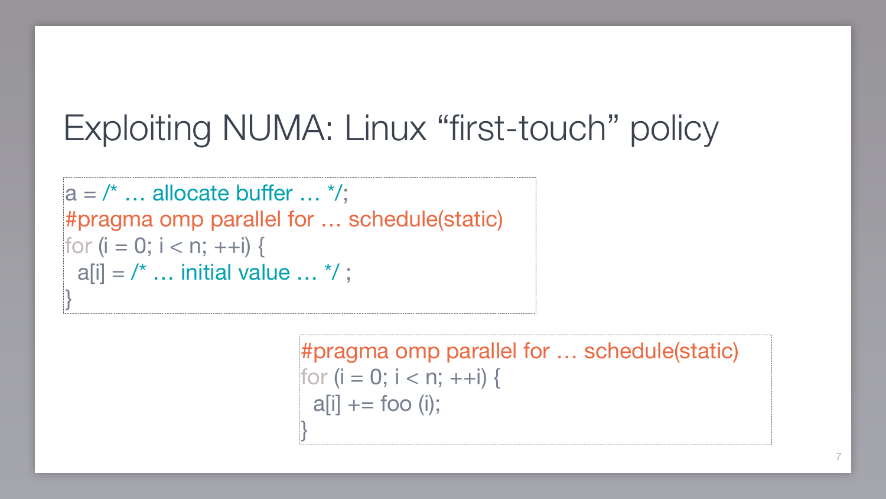# Exploiting NUMA: Linux "first-touch" policy

```
a = /* … allocate buffer … */;
#pragma omp parallel for … schedule(static)
for (i = 0; i < n; ++i) {
  a[i] = /* … initial value … */ ;
}
```

```
#pragma omp parallel for … schedule(static)
for (i = 0; i < n; ++i) {
  a[i] += foo (i);
}
```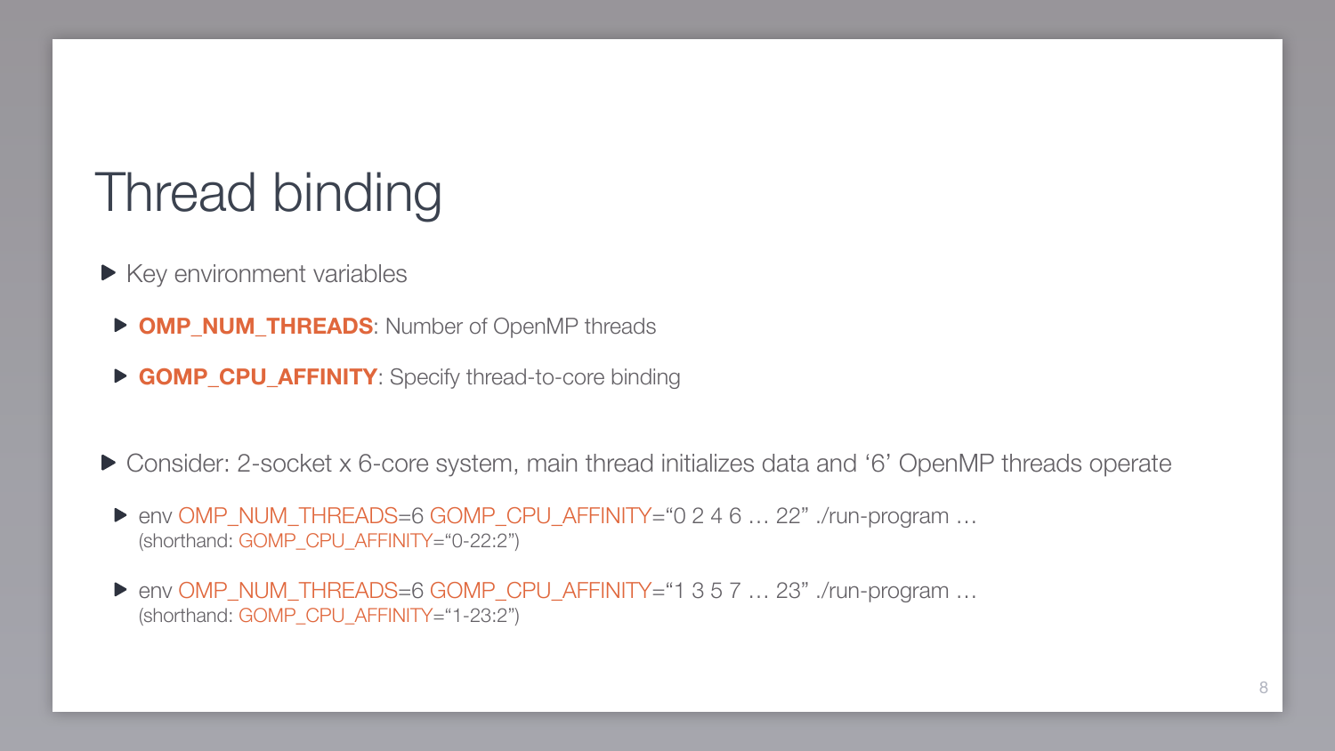# Thread binding

- Key environment variables
  - **OMP_NUM_THREADS**: Number of OpenMP threads
  - **GOMP_CPU_AFFINITY**: Specify thread-to-core binding

- Consider: 2-socket x 6-core system, main thread initializes data and ‘6’ OpenMP threads operate
  - env OMP_NUM_THREADS=6 GOMP_CPU_AFFINITY=“0 2 4 6 … 22” ./run-program …
    (shorthand: GOMP_CPU_AFFINITY=“0-22:2”)
  - env OMP_NUM_THREADS=6 GOMP_CPU_AFFINITY=“1 3 5 7 … 23” ./run-program …
    (shorthand: GOMP_CPU_AFFINITY=“1-23:2”)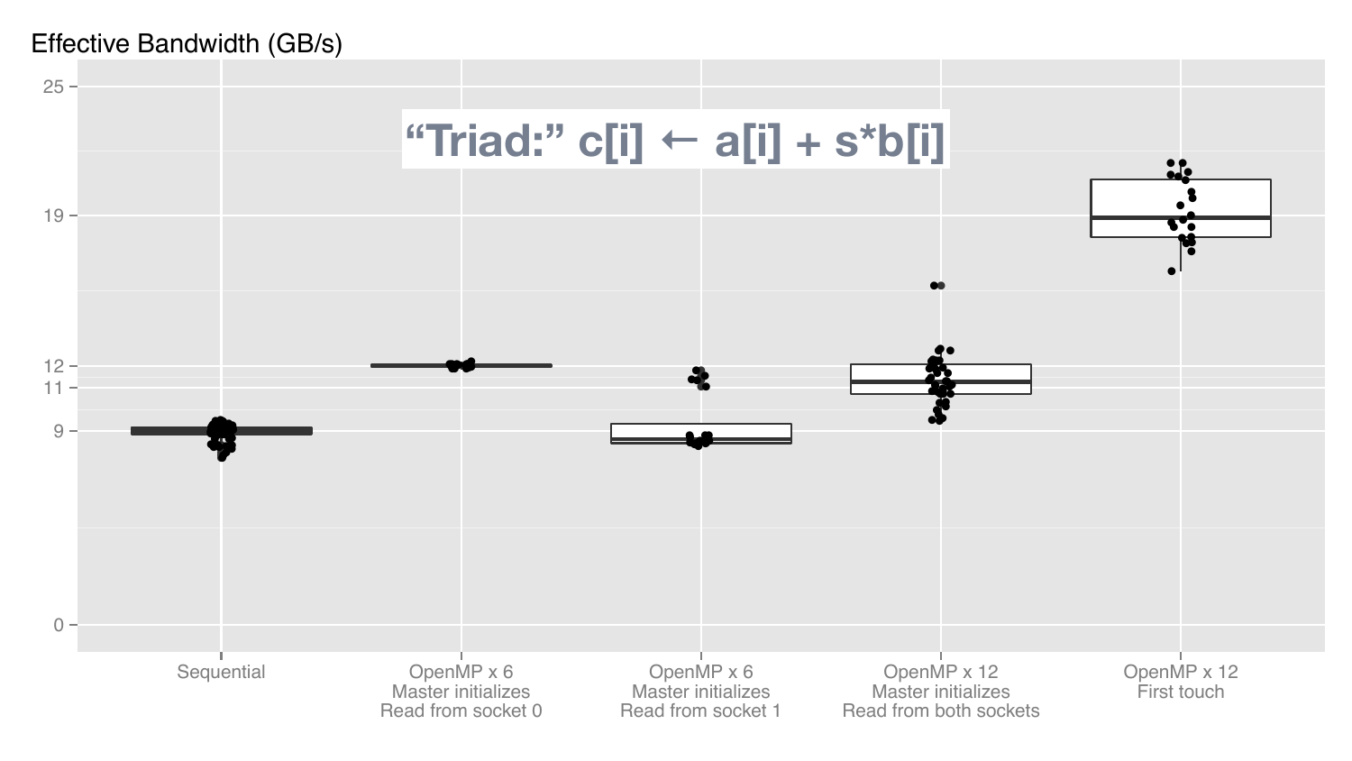Effective Bandwidth (GB/s)

“Triad:” c[i] ← a[i] + s*b[i]

- Sequential
- OpenMP x 6, Master initializes, Read from socket 0
- OpenMP x 6, Master initializes, Read from socket 1
- OpenMP x 12, Master initializes, Read from both sockets
- OpenMP x 12, First touch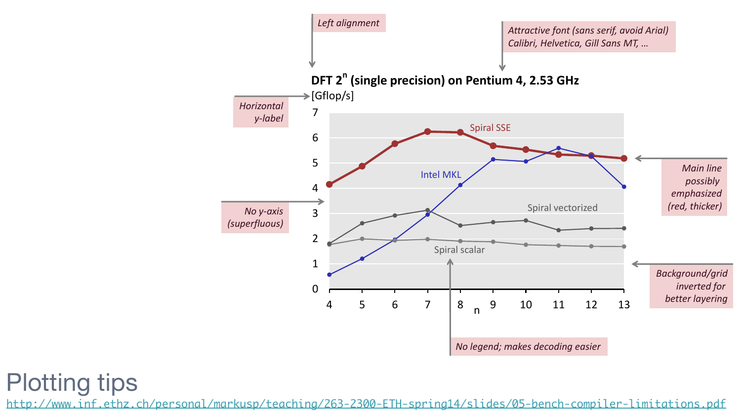Left alignment

Attractive font (sans serif, avoid Arial)
Calibri, Helvetica, Gill Sans MT, …

**DFT $2^n$ (single precision) on Pentium 4, 2.53 GHz**

[Gflop/s]

Horizontal y-label

7
6
5
4
3
2
1
0

4 5 6 7 8 9 10 11 12 13

n

Spiral SSE

Intel MKL

Spiral vectorized

Spiral scalar

No y-axis (superfluous)

Main line possibly emphasized (red, thicker)

Background/grid inverted for better layering

No legend; makes decoding easier

# Plotting tips

http://www.inf.ethz.ch/personal/markusp/teaching/263-2300-ETH-spring14/slides/05-bench-compiler-limitations.pdf